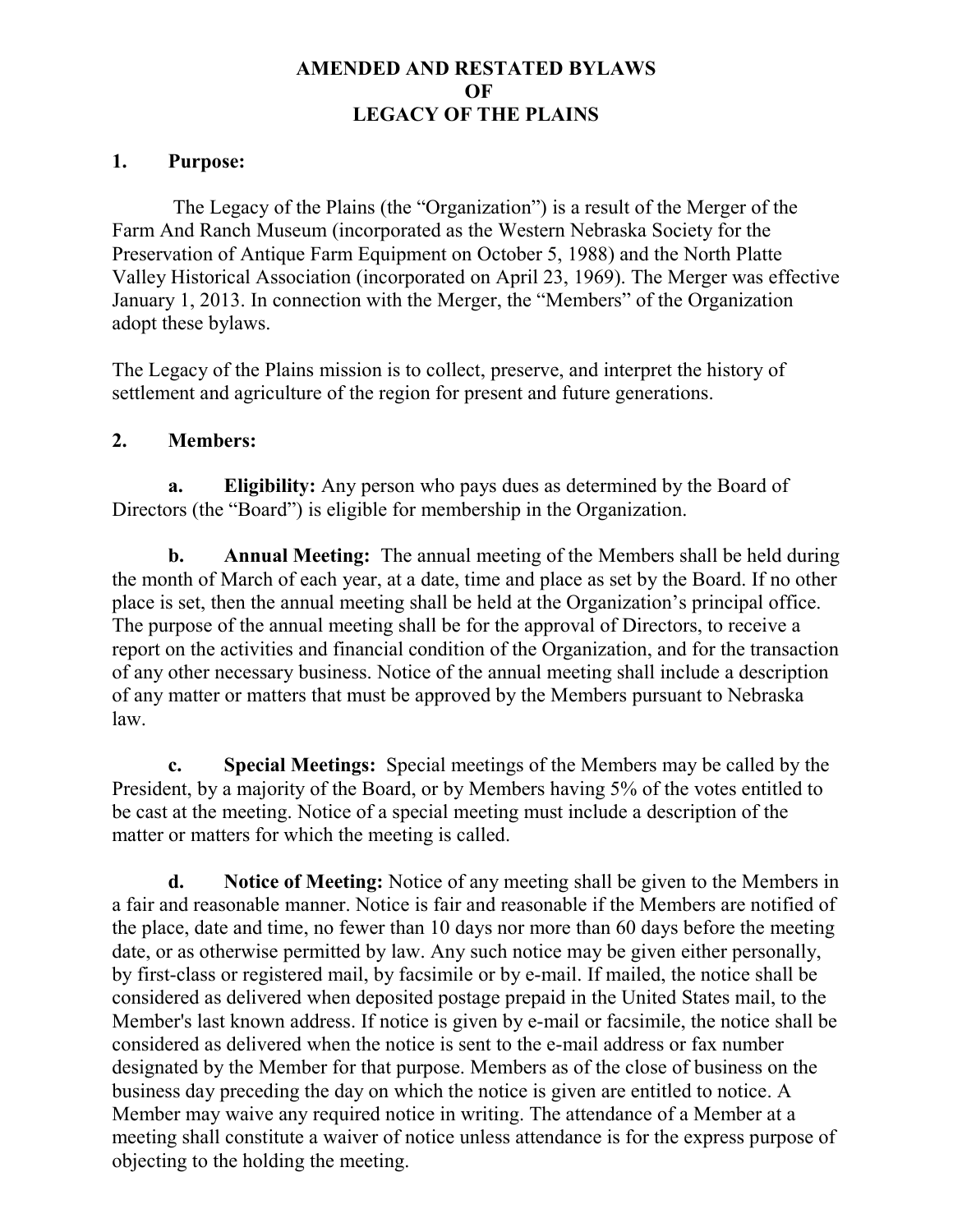# AMENDED AND RESTATED BYLAWS OF LEGACY OF THE PLAINS

## 1. Purpose:

The Legacy of the Plains (the "Organization") is a result of the Merger of the Farm And Ranch Museum (incorporated as the Western Nebraska Society for the Preservation of Antique Farm Equipment on October 5, 1988) and the North Platte Valley Historical Association (incorporated on April 23, 1969). The Merger was effective January 1, 2013. In connection with the Merger, the "Members" of the Organization adopt these bylaws.

The Legacy of the Plains mission is to collect, preserve, and interpret the history of settlement and agriculture of the region for present and future generations.

## 2. Members:

**a. Eligibility:** Any person who pays dues as determined by the Board of Directors (the "Board") is eligible for membership in the Organization.

**b. Annual Meeting:** The annual meeting of the Members shall be held during the month of March of each year, at a date, time and place as set by the Board. If no other place is set, then the annual meeting shall be held at the Organization's principal office. The purpose of the annual meeting shall be for the approval of Directors, to receive a report on the activities and financial condition of the Organization, and for the transaction of any other necessary business. Notice of the annual meeting shall include a description of any matter or matters that must be approved by the Members pursuant to Nebraska law.

**c. Special Meetings:** Special meetings of the Members may be called by the President, by a majority of the Board, or by Members having 5% of the votes entitled to be cast at the meeting. Notice of a special meeting must include a description of the matter or matters for which the meeting is called.

**d. Notice of Meeting:** Notice of any meeting shall be given to the Members in a fair and reasonable manner. Notice is fair and reasonable if the Members are notified of the place, date and time, no fewer than 10 days nor more than 60 days before the meeting date, or as otherwise permitted by law. Any such notice may be given either personally, by first-class or registered mail, by facsimile or by e-mail. If mailed, the notice shall be considered as delivered when deposited postage prepaid in the United States mail, to the Member's last known address. If notice is given by e-mail or facsimile, the notice shall be considered as delivered when the notice is sent to the e-mail address or fax number designated by the Member for that purpose. Members as of the close of business on the business day preceding the day on which the notice is given are entitled to notice. A Member may waive any required notice in writing. The attendance of a Member at a meeting shall constitute a waiver of notice unless attendance is for the express purpose of objecting to the holding the meeting.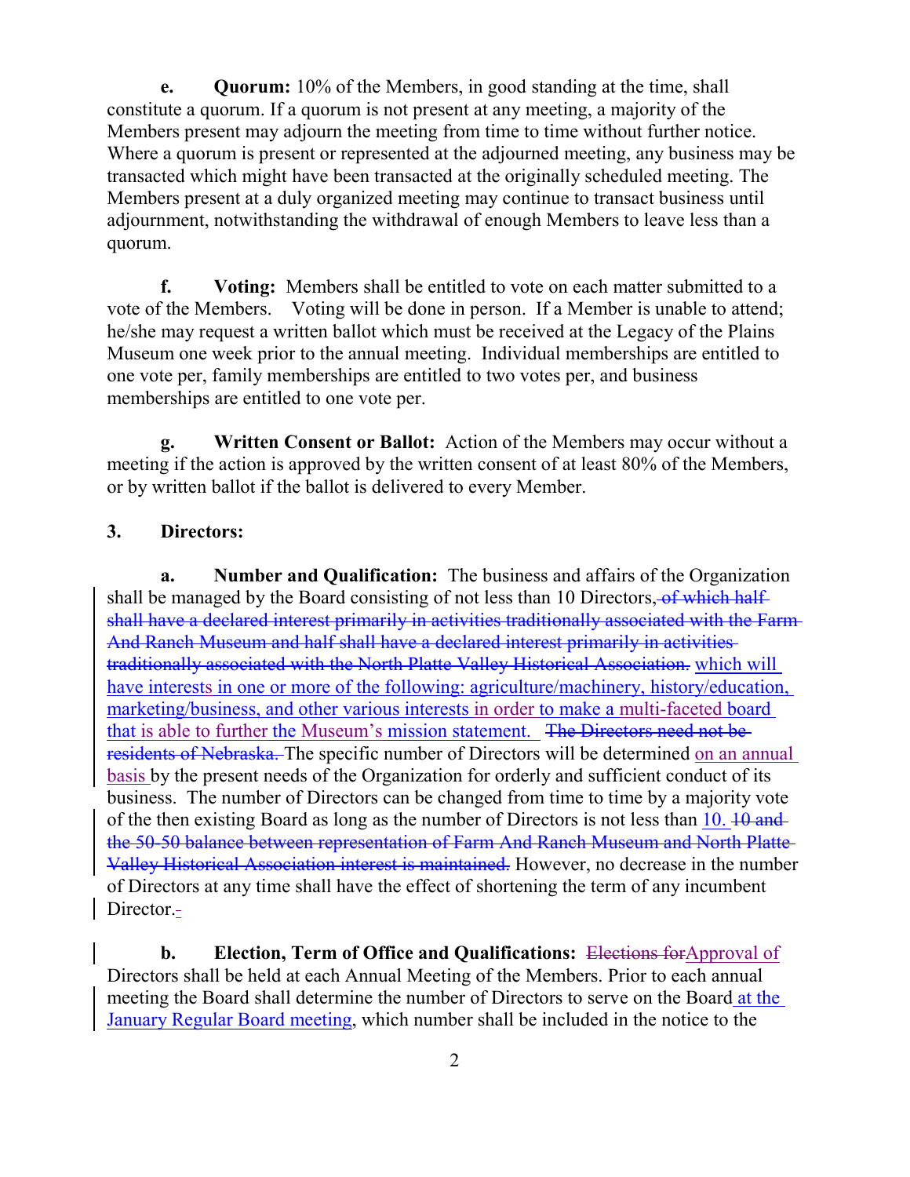**e. Quorum:** 10% of the Members, in good standing at the time, shall constitute a quorum. If a quorum is not present at any meeting, a majority of the Members present may adjourn the meeting from time to time without further notice. Where a quorum is present or represented at the adjourned meeting, any business may be transacted which might have been transacted at the originally scheduled meeting. The Members present at a duly organized meeting may continue to transact business until adjournment, notwithstanding the withdrawal of enough Members to leave less than a quorum.

**f. Voting:** Members shall be entitled to vote on each matter submitted to a vote of the Members. Voting will be done in person. If a Member is unable to attend; he/she may request a written ballot which must be received at the Legacy of the Plains Museum one week prior to the annual meeting. Individual memberships are entitled to one vote per, family memberships are entitled to two votes per, and business memberships are entitled to one vote per.

**g. Written Consent or Ballot:** Action of the Members may occur without a meeting if the action is approved by the written consent of at least 80% of the Members, or by written ballot if the ballot is delivered to every Member.

**3. Directors:**

**a. Number and Qualification:** The business and affairs of the Organization shall be managed by the Board consisting of not less than 10 Directors, ~~of which half shall have a declared interest primarily in activities traditionally associated with the Farm And Ranch Museum and half shall have a declared interest primarily in activities traditionally associated with the North Platte Valley Historical Association.~~ which will have interests in one or more of the following: agriculture/machinery, history/education, marketing/business, and other various interests in order to make a multi-faceted board that is able to further the Museum's mission statement. ~~The Directors need not be residents of Nebraska.~~ The specific number of Directors will be determined on an annual basis by the present needs of the Organization for orderly and sufficient conduct of its business. The number of Directors can be changed from time to time by a majority vote of the then existing Board as long as the number of Directors is not less than 10. ~~10 and the 50-50 balance between representation of Farm And Ranch Museum and North Platte Valley Historical Association interest is maintained.~~ However, no decrease in the number of Directors at any time shall have the effect of shortening the term of any incumbent Director.

**b. Election, Term of Office and Qualifications:** ~~Elections for~~ Approval of Directors shall be held at each Annual Meeting of the Members. Prior to each annual meeting the Board shall determine the number of Directors to serve on the Board at the January Regular Board meeting, which number shall be included in the notice to the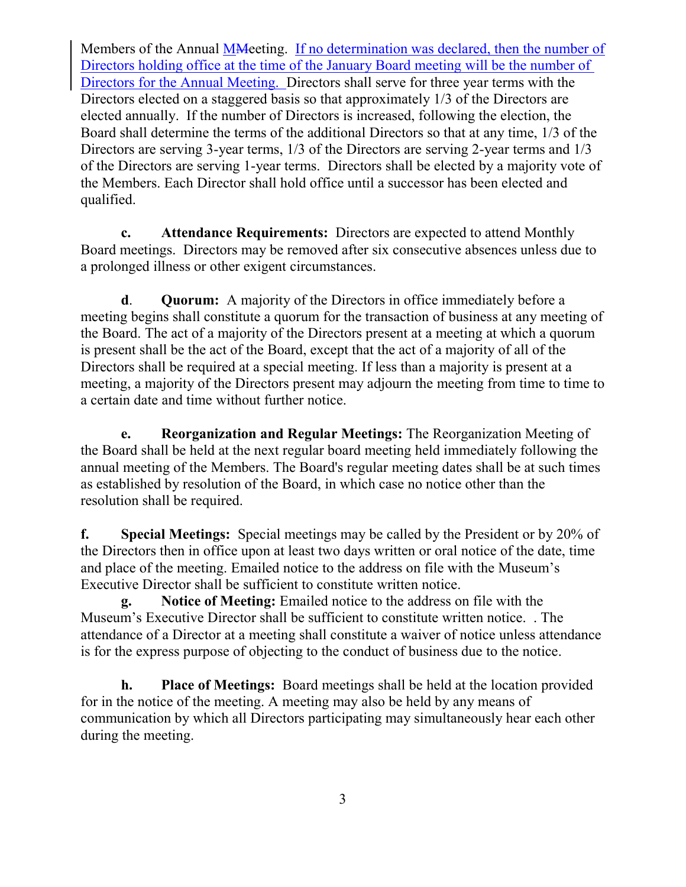Members of the Annual MMeeting. If no determination was declared, then the number of Directors holding office at the time of the January Board meeting will be the number of Directors for the Annual Meeting. Directors shall serve for three year terms with the Directors elected on a staggered basis so that approximately 1/3 of the Directors are elected annually. If the number of Directors is increased, following the election, the Board shall determine the terms of the additional Directors so that at any time, 1/3 of the Directors are serving 3-year terms, 1/3 of the Directors are serving 2-year terms and 1/3 of the Directors are serving 1-year terms. Directors shall be elected by a majority vote of the Members. Each Director shall hold office until a successor has been elected and qualified.

**c. Attendance Requirements:** Directors are expected to attend Monthly Board meetings. Directors may be removed after six consecutive absences unless due to a prolonged illness or other exigent circumstances.

**d. Quorum:** A majority of the Directors in office immediately before a meeting begins shall constitute a quorum for the transaction of business at any meeting of the Board. The act of a majority of the Directors present at a meeting at which a quorum is present shall be the act of the Board, except that the act of a majority of all of the Directors shall be required at a special meeting. If less than a majority is present at a meeting, a majority of the Directors present may adjourn the meeting from time to time to a certain date and time without further notice.

**e. Reorganization and Regular Meetings:** The Reorganization Meeting of the Board shall be held at the next regular board meeting held immediately following the annual meeting of the Members. The Board's regular meeting dates shall be at such times as established by resolution of the Board, in which case no notice other than the resolution shall be required.

**f. Special Meetings:** Special meetings may be called by the President or by 20% of the Directors then in office upon at least two days written or oral notice of the date, time and place of the meeting. Emailed notice to the address on file with the Museum's Executive Director shall be sufficient to constitute written notice.

**g. Notice of Meeting:** Emailed notice to the address on file with the Museum's Executive Director shall be sufficient to constitute written notice. . The attendance of a Director at a meeting shall constitute a waiver of notice unless attendance is for the express purpose of objecting to the conduct of business due to the notice.

**h. Place of Meetings:** Board meetings shall be held at the location provided for in the notice of the meeting. A meeting may also be held by any means of communication by which all Directors participating may simultaneously hear each other during the meeting.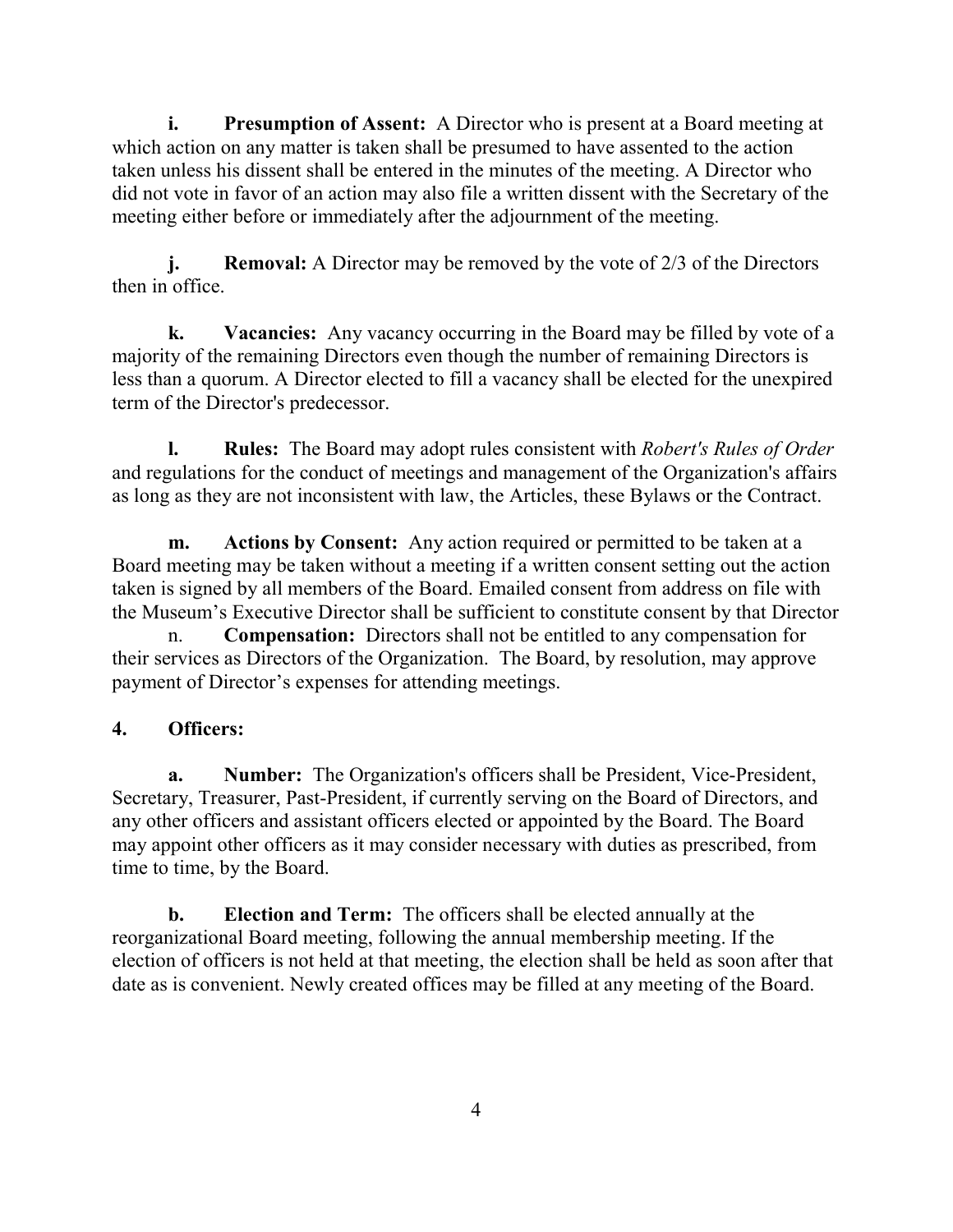**i. Presumption of Assent:** A Director who is present at a Board meeting at which action on any matter is taken shall be presumed to have assented to the action taken unless his dissent shall be entered in the minutes of the meeting. A Director who did not vote in favor of an action may also file a written dissent with the Secretary of the meeting either before or immediately after the adjournment of the meeting.

**j. Removal:** A Director may be removed by the vote of 2/3 of the Directors then in office.

**k. Vacancies:** Any vacancy occurring in the Board may be filled by vote of a majority of the remaining Directors even though the number of remaining Directors is less than a quorum. A Director elected to fill a vacancy shall be elected for the unexpired term of the Director's predecessor.

**l. Rules:** The Board may adopt rules consistent with *Robert's Rules of Order* and regulations for the conduct of meetings and management of the Organization's affairs as long as they are not inconsistent with law, the Articles, these Bylaws or the Contract.

**m. Actions by Consent:** Any action required or permitted to be taken at a Board meeting may be taken without a meeting if a written consent setting out the action taken is signed by all members of the Board. Emailed consent from address on file with the Museum's Executive Director shall be sufficient to constitute consent by that Director

n. **Compensation:** Directors shall not be entitled to any compensation for their services as Directors of the Organization. The Board, by resolution, may approve payment of Director's expenses for attending meetings.

**4. Officers:**

**a. Number:** The Organization's officers shall be President, Vice-President, Secretary, Treasurer, Past-President, if currently serving on the Board of Directors, and any other officers and assistant officers elected or appointed by the Board. The Board may appoint other officers as it may consider necessary with duties as prescribed, from time to time, by the Board.

**b. Election and Term:** The officers shall be elected annually at the reorganizational Board meeting, following the annual membership meeting. If the election of officers is not held at that meeting, the election shall be held as soon after that date as is convenient. Newly created offices may be filled at any meeting of the Board.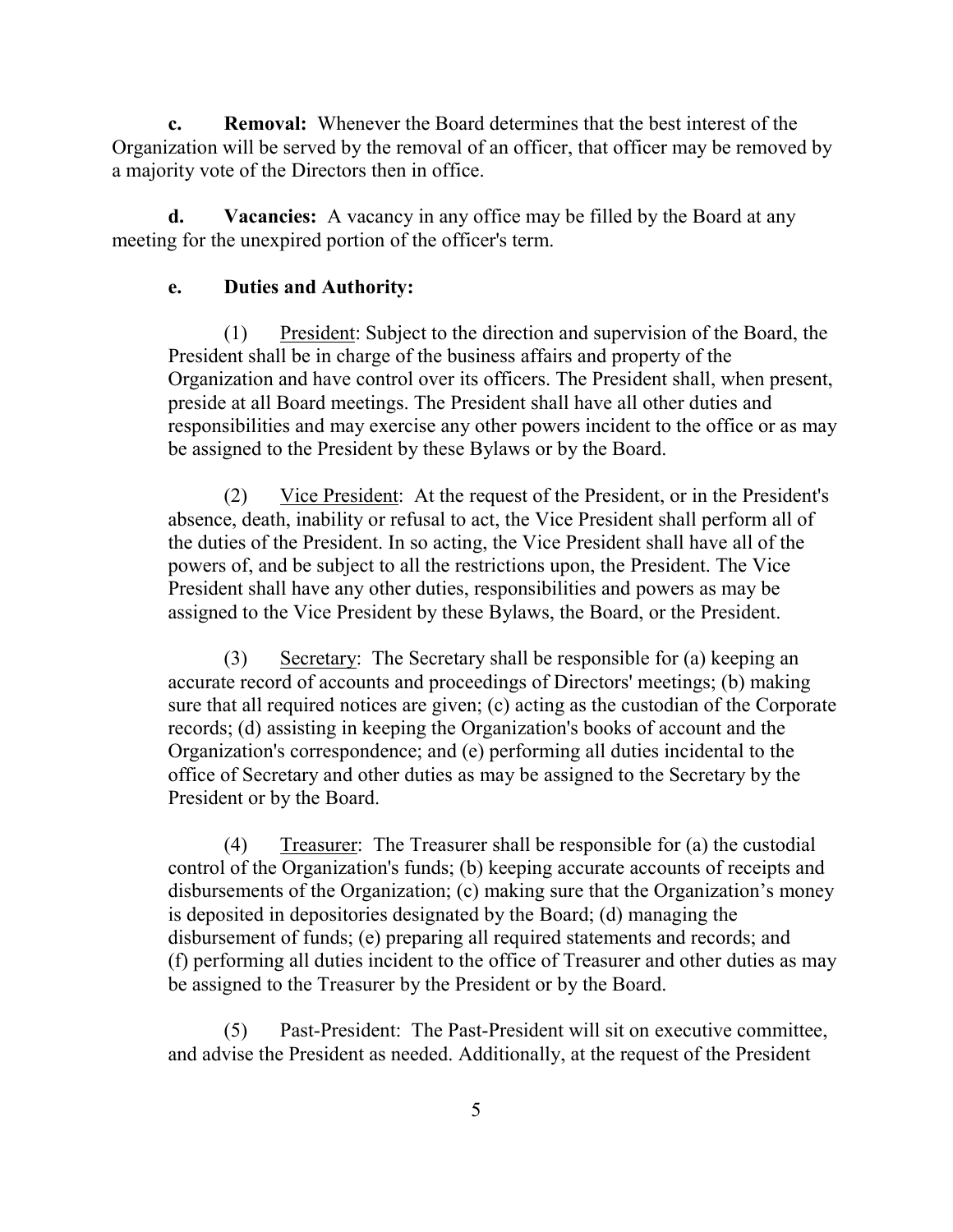**c. Removal:** Whenever the Board determines that the best interest of the Organization will be served by the removal of an officer, that officer may be removed by a majority vote of the Directors then in office.

**d. Vacancies:** A vacancy in any office may be filled by the Board at any meeting for the unexpired portion of the officer's term.

**e. Duties and Authority:**

(1) President: Subject to the direction and supervision of the Board, the President shall be in charge of the business affairs and property of the Organization and have control over its officers. The President shall, when present, preside at all Board meetings. The President shall have all other duties and responsibilities and may exercise any other powers incident to the office or as may be assigned to the President by these Bylaws or by the Board.

(2) Vice President: At the request of the President, or in the President's absence, death, inability or refusal to act, the Vice President shall perform all of the duties of the President. In so acting, the Vice President shall have all of the powers of, and be subject to all the restrictions upon, the President. The Vice President shall have any other duties, responsibilities and powers as may be assigned to the Vice President by these Bylaws, the Board, or the President.

(3) Secretary: The Secretary shall be responsible for (a) keeping an accurate record of accounts and proceedings of Directors' meetings; (b) making sure that all required notices are given; (c) acting as the custodian of the Corporate records; (d) assisting in keeping the Organization's books of account and the Organization's correspondence; and (e) performing all duties incidental to the office of Secretary and other duties as may be assigned to the Secretary by the President or by the Board.

(4) Treasurer: The Treasurer shall be responsible for (a) the custodial control of the Organization's funds; (b) keeping accurate accounts of receipts and disbursements of the Organization; (c) making sure that the Organization's money is deposited in depositories designated by the Board; (d) managing the disbursement of funds; (e) preparing all required statements and records; and (f) performing all duties incident to the office of Treasurer and other duties as may be assigned to the Treasurer by the President or by the Board.

(5) Past-President: The Past-President will sit on executive committee, and advise the President as needed. Additionally, at the request of the President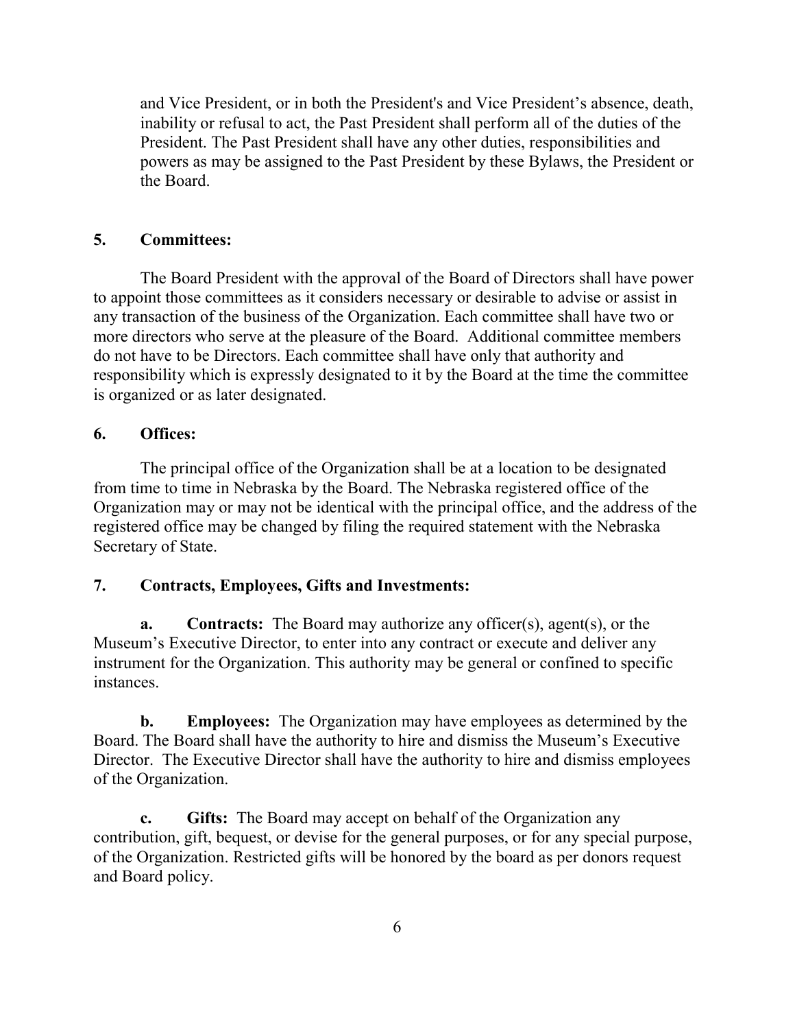and Vice President, or in both the President's and Vice President's absence, death, inability or refusal to act, the Past President shall perform all of the duties of the President. The Past President shall have any other duties, responsibilities and powers as may be assigned to the Past President by these Bylaws, the President or the Board.

## 5. Committees:

The Board President with the approval of the Board of Directors shall have power to appoint those committees as it considers necessary or desirable to advise or assist in any transaction of the business of the Organization. Each committee shall have two or more directors who serve at the pleasure of the Board. Additional committee members do not have to be Directors. Each committee shall have only that authority and responsibility which is expressly designated to it by the Board at the time the committee is organized or as later designated.

## 6. Offices:

The principal office of the Organization shall be at a location to be designated from time to time in Nebraska by the Board. The Nebraska registered office of the Organization may or may not be identical with the principal office, and the address of the registered office may be changed by filing the required statement with the Nebraska Secretary of State.

## 7. Contracts, Employees, Gifts and Investments:

**a. Contracts:** The Board may authorize any officer(s), agent(s), or the Museum's Executive Director, to enter into any contract or execute and deliver any instrument for the Organization. This authority may be general or confined to specific instances.

**b. Employees:** The Organization may have employees as determined by the Board. The Board shall have the authority to hire and dismiss the Museum's Executive Director. The Executive Director shall have the authority to hire and dismiss employees of the Organization.

**c. Gifts:** The Board may accept on behalf of the Organization any contribution, gift, bequest, or devise for the general purposes, or for any special purpose, of the Organization. Restricted gifts will be honored by the board as per donors request and Board policy.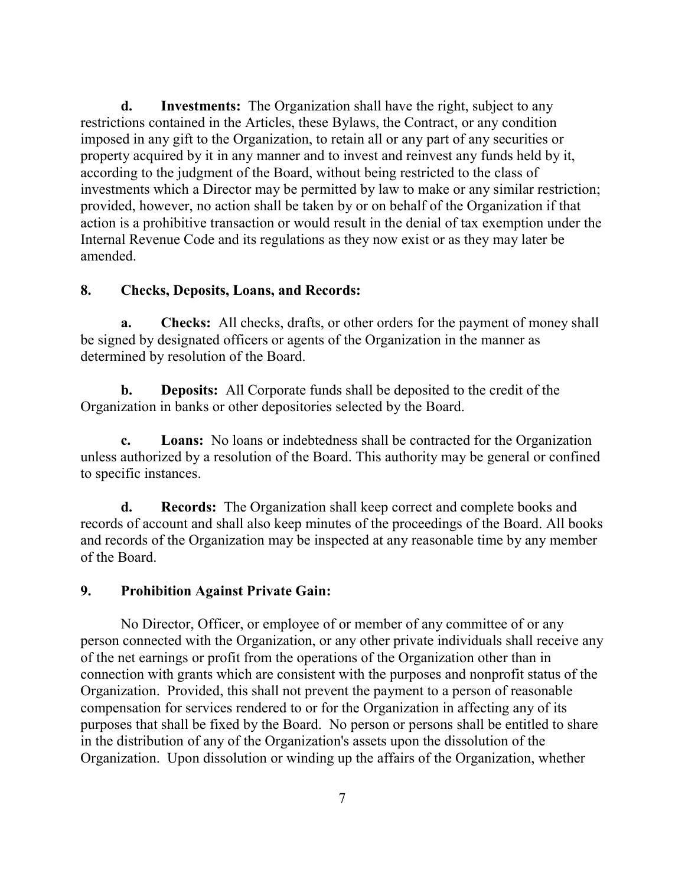**d. Investments:** The Organization shall have the right, subject to any restrictions contained in the Articles, these Bylaws, the Contract, or any condition imposed in any gift to the Organization, to retain all or any part of any securities or property acquired by it in any manner and to invest and reinvest any funds held by it, according to the judgment of the Board, without being restricted to the class of investments which a Director may be permitted by law to make or any similar restriction; provided, however, no action shall be taken by or on behalf of the Organization if that action is a prohibitive transaction or would result in the denial of tax exemption under the Internal Revenue Code and its regulations as they now exist or as they may later be amended.

## 8. Checks, Deposits, Loans, and Records:

**a. Checks:** All checks, drafts, or other orders for the payment of money shall be signed by designated officers or agents of the Organization in the manner as determined by resolution of the Board.

**b. Deposits:** All Corporate funds shall be deposited to the credit of the Organization in banks or other depositories selected by the Board.

**c. Loans:** No loans or indebtedness shall be contracted for the Organization unless authorized by a resolution of the Board. This authority may be general or confined to specific instances.

**d. Records:** The Organization shall keep correct and complete books and records of account and shall also keep minutes of the proceedings of the Board. All books and records of the Organization may be inspected at any reasonable time by any member of the Board.

## 9. Prohibition Against Private Gain:

No Director, Officer, or employee of or member of any committee of or any person connected with the Organization, or any other private individuals shall receive any of the net earnings or profit from the operations of the Organization other than in connection with grants which are consistent with the purposes and nonprofit status of the Organization. Provided, this shall not prevent the payment to a person of reasonable compensation for services rendered to or for the Organization in affecting any of its purposes that shall be fixed by the Board. No person or persons shall be entitled to share in the distribution of any of the Organization's assets upon the dissolution of the Organization. Upon dissolution or winding up the affairs of the Organization, whether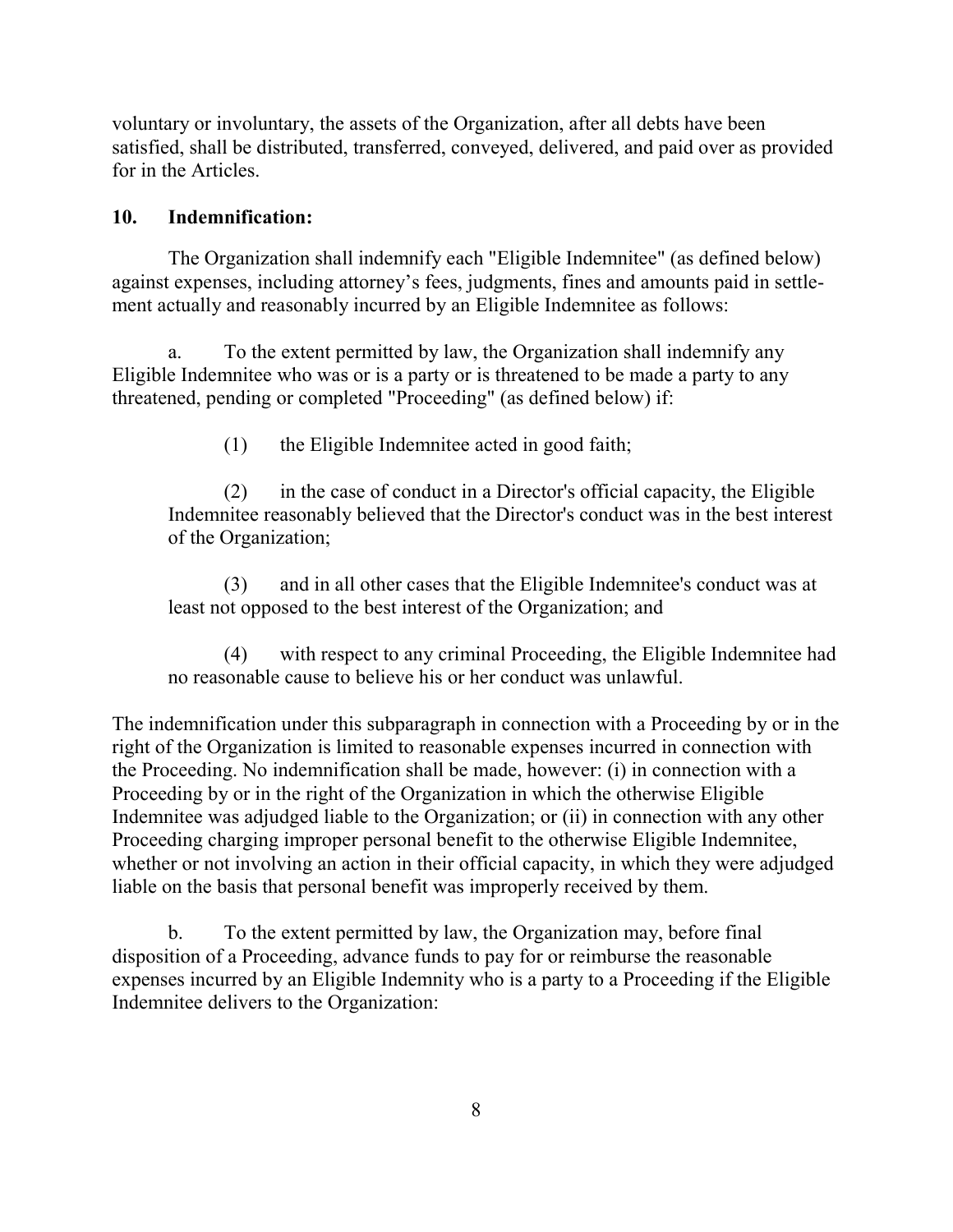voluntary or involuntary, the assets of the Organization, after all debts have been satisfied, shall be distributed, transferred, conveyed, delivered, and paid over as provided for in the Articles.

**10. Indemnification:**

The Organization shall indemnify each "Eligible Indemnitee" (as defined below) against expenses, including attorney's fees, judgments, fines and amounts paid in settlement actually and reasonably incurred by an Eligible Indemnitee as follows:

a. To the extent permitted by law, the Organization shall indemnify any Eligible Indemnitee who was or is a party or is threatened to be made a party to any threatened, pending or completed "Proceeding" (as defined below) if:

(1) the Eligible Indemnitee acted in good faith;

(2) in the case of conduct in a Director's official capacity, the Eligible Indemnitee reasonably believed that the Director's conduct was in the best interest of the Organization;

(3) and in all other cases that the Eligible Indemnitee's conduct was at least not opposed to the best interest of the Organization; and

(4) with respect to any criminal Proceeding, the Eligible Indemnitee had no reasonable cause to believe his or her conduct was unlawful.

The indemnification under this subparagraph in connection with a Proceeding by or in the right of the Organization is limited to reasonable expenses incurred in connection with the Proceeding. No indemnification shall be made, however: (i) in connection with a Proceeding by or in the right of the Organization in which the otherwise Eligible Indemnitee was adjudged liable to the Organization; or (ii) in connection with any other Proceeding charging improper personal benefit to the otherwise Eligible Indemnitee, whether or not involving an action in their official capacity, in which they were adjudged liable on the basis that personal benefit was improperly received by them.

b. To the extent permitted by law, the Organization may, before final disposition of a Proceeding, advance funds to pay for or reimburse the reasonable expenses incurred by an Eligible Indemnity who is a party to a Proceeding if the Eligible Indemnitee delivers to the Organization: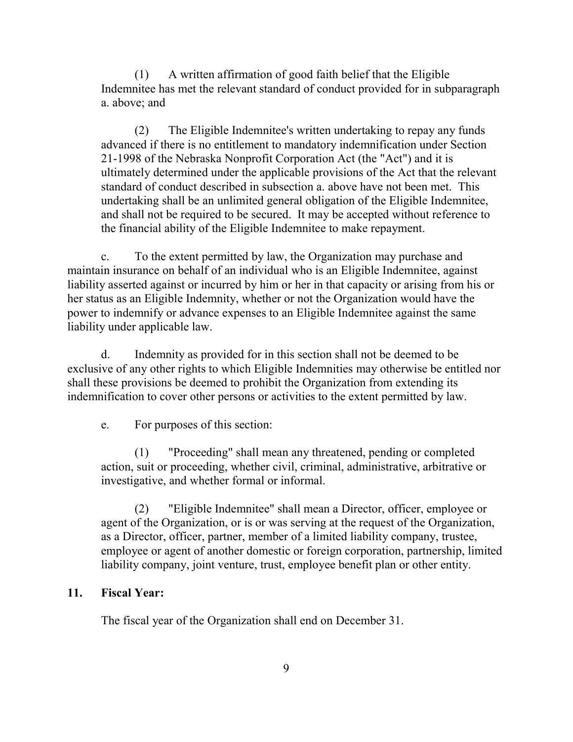(1) A written affirmation of good faith belief that the Eligible Indemnitee has met the relevant standard of conduct provided for in subparagraph a. above; and

(2) The Eligible Indemnitee's written undertaking to repay any funds advanced if there is no entitlement to mandatory indemnification under Section 21-1998 of the Nebraska Nonprofit Corporation Act (the "Act") and it is ultimately determined under the applicable provisions of the Act that the relevant standard of conduct described in subsection a. above have not been met. This undertaking shall be an unlimited general obligation of the Eligible Indemnitee, and shall not be required to be secured. It may be accepted without reference to the financial ability of the Eligible Indemnitee to make repayment.

c. To the extent permitted by law, the Organization may purchase and maintain insurance on behalf of an individual who is an Eligible Indemnitee, against liability asserted against or incurred by him or her in that capacity or arising from his or her status as an Eligible Indemnity, whether or not the Organization would have the power to indemnify or advance expenses to an Eligible Indemnitee against the same liability under applicable law.

d. Indemnity as provided for in this section shall not be deemed to be exclusive of any other rights to which Eligible Indemnities may otherwise be entitled nor shall these provisions be deemed to prohibit the Organization from extending its indemnification to cover other persons or activities to the extent permitted by law.

e. For purposes of this section:

(1) "Proceeding" shall mean any threatened, pending or completed action, suit or proceeding, whether civil, criminal, administrative, arbitrative or investigative, and whether formal or informal.

(2) "Eligible Indemnitee" shall mean a Director, officer, employee or agent of the Organization, or is or was serving at the request of the Organization, as a Director, officer, partner, member of a limited liability company, trustee, employee or agent of another domestic or foreign corporation, partnership, limited liability company, joint venture, trust, employee benefit plan or other entity.

## 11. Fiscal Year:

The fiscal year of the Organization shall end on December 31.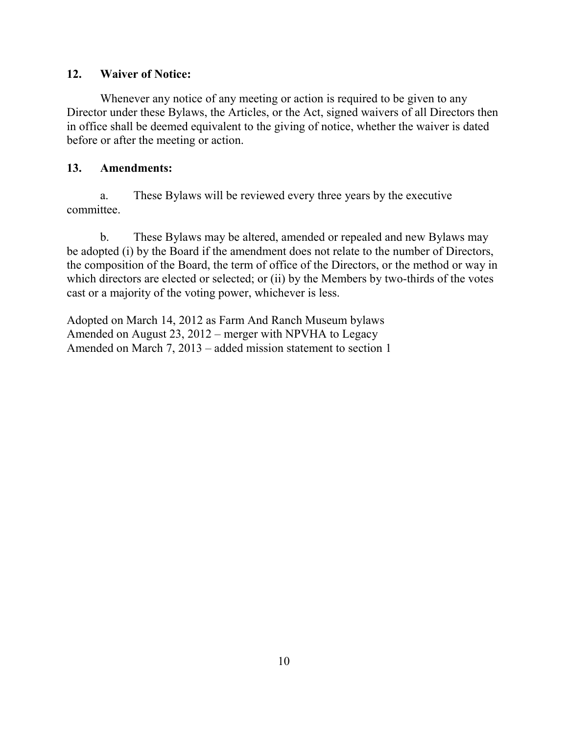**12. Waiver of Notice:**

Whenever any notice of any meeting or action is required to be given to any Director under these Bylaws, the Articles, or the Act, signed waivers of all Directors then in office shall be deemed equivalent to the giving of notice, whether the waiver is dated before or after the meeting or action.

**13. Amendments:**

a. These Bylaws will be reviewed every three years by the executive committee.

b. These Bylaws may be altered, amended or repealed and new Bylaws may be adopted (i) by the Board if the amendment does not relate to the number of Directors, the composition of the Board, the term of office of the Directors, or the method or way in which directors are elected or selected; or (ii) by the Members by two-thirds of the votes cast or a majority of the voting power, whichever is less.

Adopted on March 14, 2012 as Farm And Ranch Museum bylaws
Amended on August 23, 2012 – merger with NPVHA to Legacy
Amended on March 7, 2013 – added mission statement to section 1